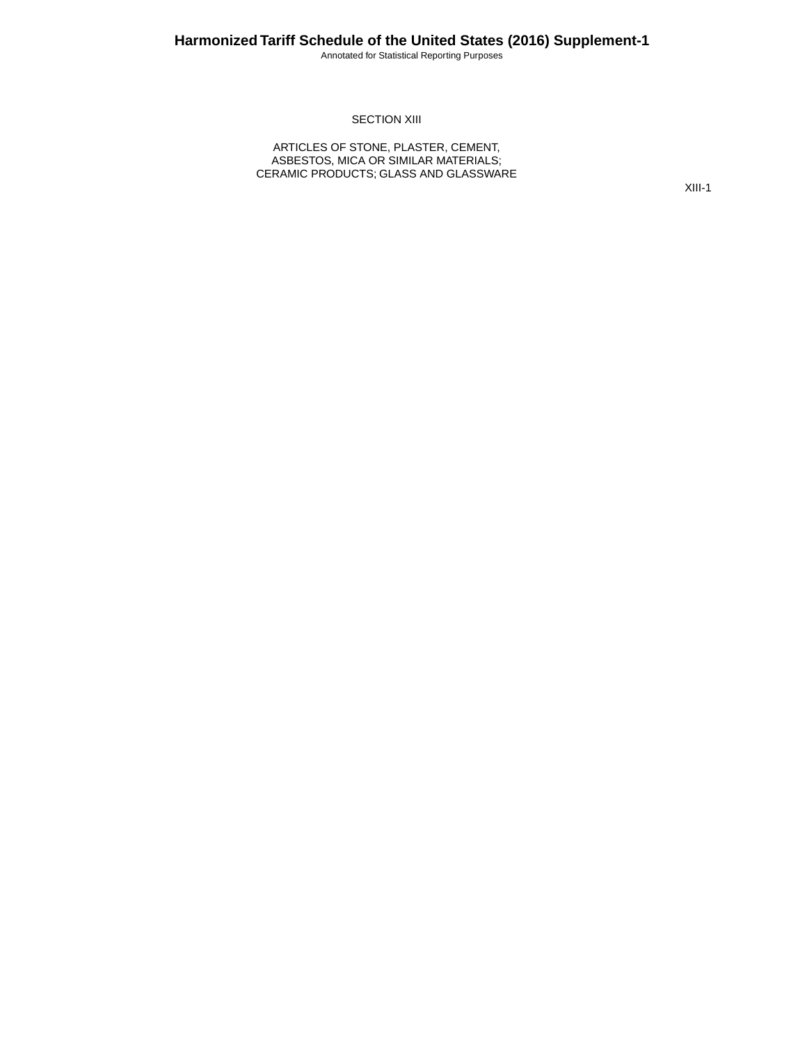# SECTION XIII

## ARTICLES OF STONE, PLASTER, CEMENT, ASBESTOS, MICA OR SIMILAR MATERIALS; CERAMIC PRODUCTS; GLASS AND GLASSWARE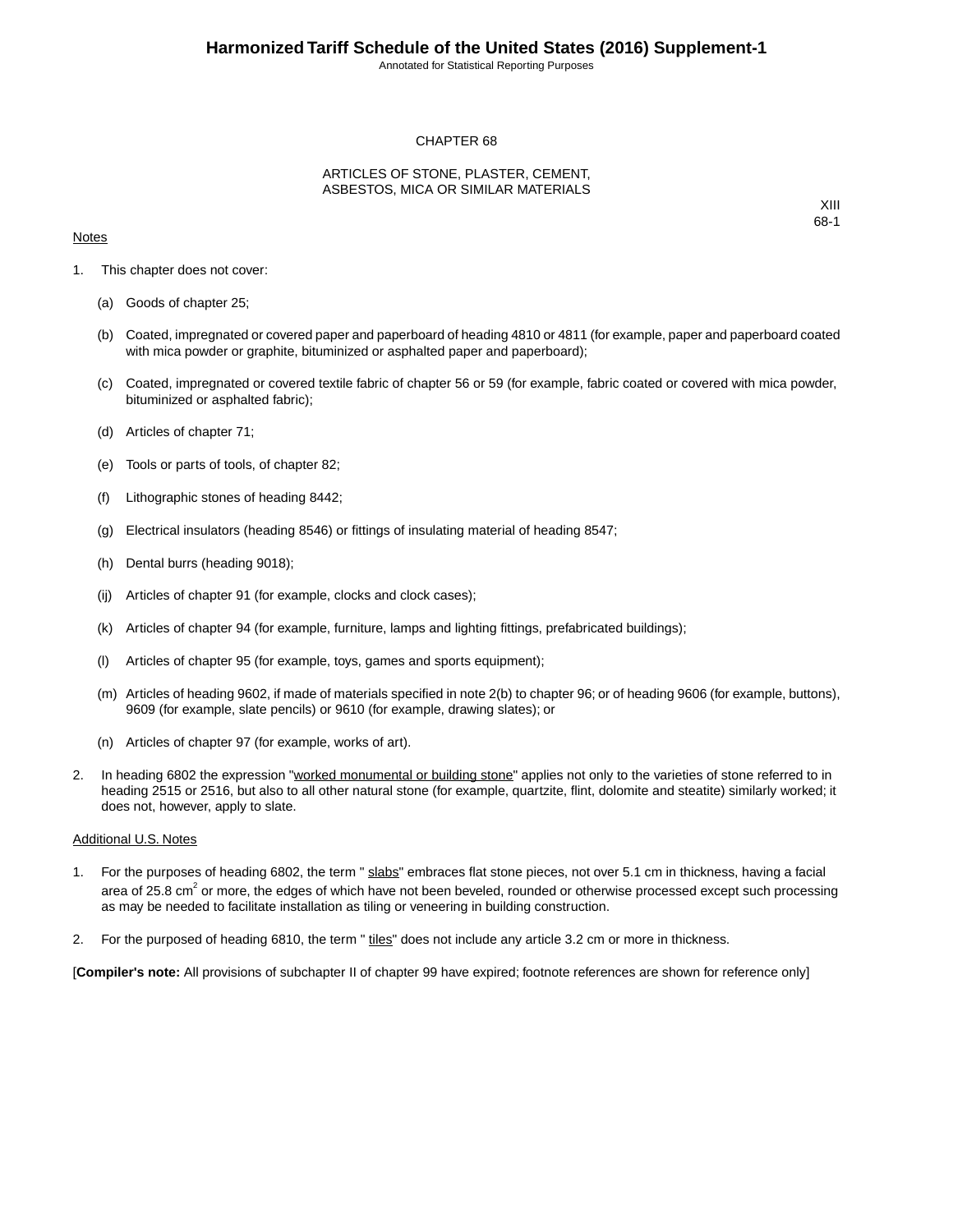# CHAPTER 68

## ARTICLES OF STONE, PLASTER, CEMENT, ASBESTOS, MICA OR SIMILAR MATERIALS

XIII
68-1

Notes

1. This chapter does not cover:

   (a) Goods of chapter 25;

   (b) Coated, impregnated or covered paper and paperboard of heading 4810 or 4811 (for example, paper and paperboard coated with mica powder or graphite, bituminized or asphalted paper and paperboard);

   (c) Coated, impregnated or covered textile fabric of chapter 56 or 59 (for example, fabric coated or covered with mica powder, bituminized or asphalted fabric);

   (d) Articles of chapter 71;

   (e) Tools or parts of tools, of chapter 82;

   (f) Lithographic stones of heading 8442;

   (g) Electrical insulators (heading 8546) or fittings of insulating material of heading 8547;

   (h) Dental burrs (heading 9018);

   (ij) Articles of chapter 91 (for example, clocks and clock cases);

   (k) Articles of chapter 94 (for example, furniture, lamps and lighting fittings, prefabricated buildings);

   (l) Articles of chapter 95 (for example, toys, games and sports equipment);

   (m) Articles of heading 9602, if made of materials specified in note 2(b) to chapter 96; or of heading 9606 (for example, buttons), 9609 (for example, slate pencils) or 9610 (for example, drawing slates); or

   (n) Articles of chapter 97 (for example, works of art).

2. In heading 6802 the expression "worked monumental or building stone" applies not only to the varieties of stone referred to in heading 2515 or 2516, but also to all other natural stone (for example, quartzite, flint, dolomite and steatite) similarly worked; it does not, however, apply to slate.

Additional U.S. Notes

1. For the purposes of heading 6802, the term " slabs" embraces flat stone pieces, not over 5.1 cm in thickness, having a facial area of 25.8 $cm^2$ or more, the edges of which have not been beveled, rounded or otherwise processed except such processing as may be needed to facilitate installation as tiling or veneering in building construction.

2. For the purposed of heading 6810, the term " tiles" does not include any article 3.2 cm or more in thickness.

[**Compiler's note:** All provisions of subchapter II of chapter 99 have expired; footnote references are shown for reference only]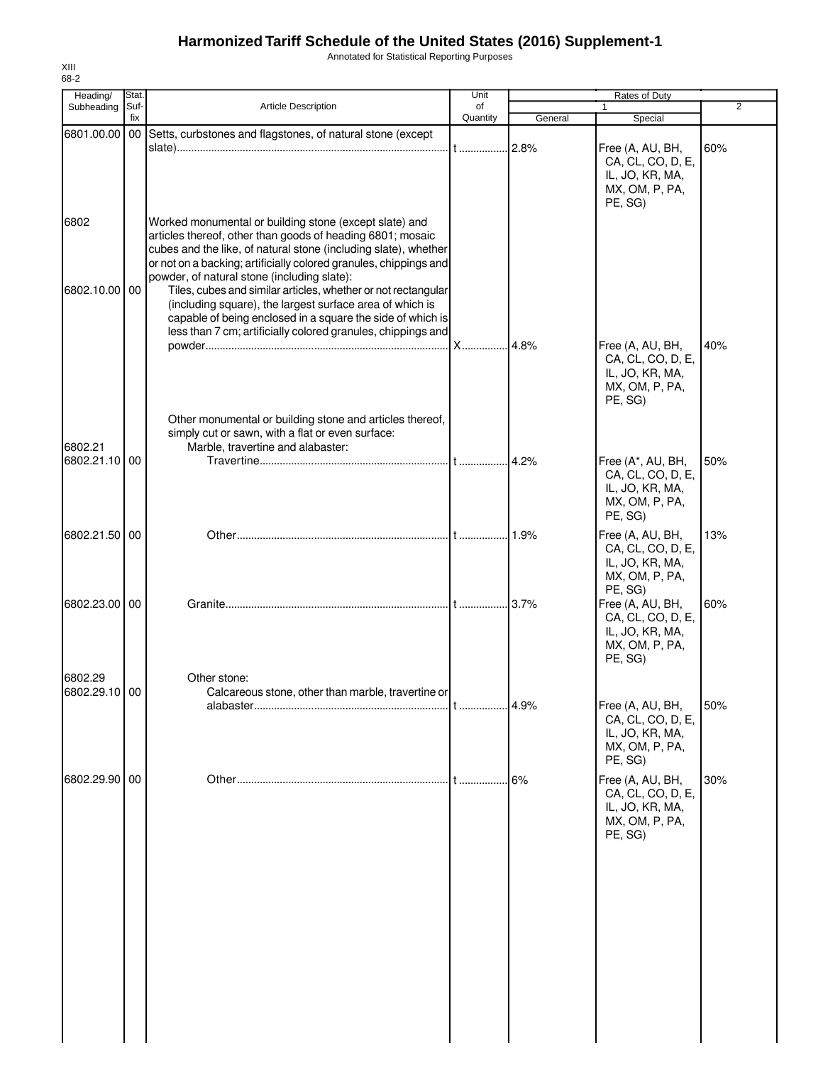# Harmonized Tariff Schedule of the United States (2016) Supplement-1

Annotated for Statistical Reporting Purposes

XIII
68-2

| Heading/ Subheading | Stat. Suf- fix | Article Description | Unit of Quantity | Rates of Duty 1 General | Special | 2 |
|---|---|---|---|---|---|---|
| 6801.00.00 | 00 | Setts, curbstones and flagstones, of natural stone (except slate) | t | 2.8% | Free (A, AU, BH, CA, CL, CO, D, E, IL, JO, KR, MA, MX, OM, P, PA, PE, SG) | 60% |
| 6802 | | Worked monumental or building stone (except slate) and articles thereof, other than goods of heading 6801; mosaic cubes and the like, of natural stone (including slate), whether or not on a backing; artificially colored granules, chippings and powder, of natural stone (including slate): | | | | |
| 6802.10.00 | 00 | Tiles, cubes and similar articles, whether or not rectangular (including square), the largest surface area of which is capable of being enclosed in a square the side of which is less than 7 cm; artificially colored granules, chippings and powder | X | 4.8% | Free (A, AU, BH, CA, CL, CO, D, E, IL, JO, KR, MA, MX, OM, P, PA, PE, SG) | 40% |
| | | Other monumental or building stone and articles thereof, simply cut or sawn, with a flat or even surface: | | | | |
| 6802.21 | | Marble, travertine and alabaster: | | | | |
| 6802.21.10 | 00 | Travertine | t | 4.2% | Free (A*, AU, BH, CA, CL, CO, D, E, IL, JO, KR, MA, MX, OM, P, PA, PE, SG) | 50% |
| 6802.21.50 | 00 | Other | t | 1.9% | Free (A, AU, BH, CA, CL, CO, D, E, IL, JO, KR, MA, MX, OM, P, PA, PE, SG) | 13% |
| 6802.23.00 | 00 | Granite | t | 3.7% | Free (A, AU, BH, CA, CL, CO, D, E, IL, JO, KR, MA, MX, OM, P, PA, PE, SG) | 60% |
| 6802.29 | | Other stone: | | | | |
| 6802.29.10 | 00 | Calcareous stone, other than marble, travertine or alabaster | t | 4.9% | Free (A, AU, BH, CA, CL, CO, D, E, IL, JO, KR, MA, MX, OM, P, PA, PE, SG) | 50% |
| 6802.29.90 | 00 | Other | t | 6% | Free (A, AU, BH, CA, CL, CO, D, E, IL, JO, KR, MA, MX, OM, P, PA, PE, SG) | 30% |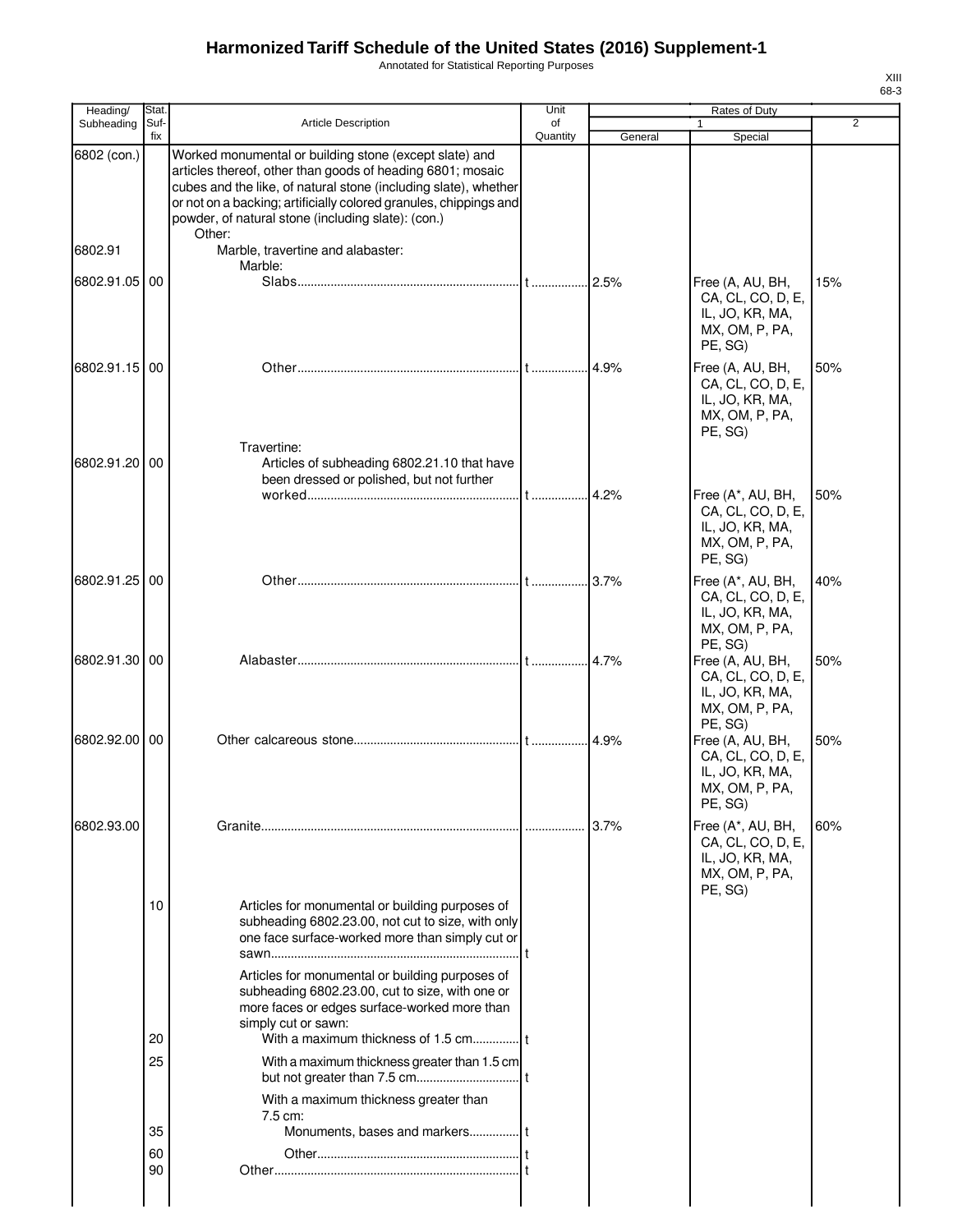# Harmonized Tariff Schedule of the United States (2016) Supplement-1

Annotated for Statistical Reporting Purposes

XIII
68-3

| Heading/ Subheading | Stat. Suf-fix | Article Description | Unit of Quantity | Rates of Duty 1 General | Special | 2 |
|---|---|---|---|---|---|---|
| 6802 (con.) | | Worked monumental or building stone (except slate) and articles thereof, other than goods of heading 6801; mosaic cubes and the like, of natural stone (including slate), whether or not on a backing; artificially colored granules, chippings and powder, of natural stone (including slate): (con.) | | | | |
| | | Other: | | | | |
| 6802.91 | | Marble, travertine and alabaster: | | | | |
| | | Marble: | | | | |
| 6802.91.05 | 00 | Slabs | t | 2.5% | Free (A, AU, BH, CA, CL, CO, D, E, IL, JO, KR, MA, MX, OM, P, PA, PE, SG) | 15% |
| 6802.91.15 | 00 | Other | t | 4.9% | Free (A, AU, BH, CA, CL, CO, D, E, IL, JO, KR, MA, MX, OM, P, PA, PE, SG) | 50% |
| | | Travertine: | | | | |
| 6802.91.20 | 00 | Articles of subheading 6802.21.10 that have been dressed or polished, but not further worked | t | 4.2% | Free (A*, AU, BH, CA, CL, CO, D, E, IL, JO, KR, MA, MX, OM, P, PA, PE, SG) | 50% |
| 6802.91.25 | 00 | Other | t | 3.7% | Free (A*, AU, BH, CA, CL, CO, D, E, IL, JO, KR, MA, MX, OM, P, PA, PE, SG) | 40% |
| 6802.91.30 | 00 | Alabaster | t | 4.7% | Free (A, AU, BH, CA, CL, CO, D, E, IL, JO, KR, MA, MX, OM, P, PA, PE, SG) | 50% |
| 6802.92.00 | 00 | Other calcareous stone | t | 4.9% | Free (A, AU, BH, CA, CL, CO, D, E, IL, JO, KR, MA, MX, OM, P, PA, PE, SG) | 50% |
| 6802.93.00 | | Granite | | 3.7% | Free (A*, AU, BH, CA, CL, CO, D, E, IL, JO, KR, MA, MX, OM, P, PA, PE, SG) | 60% |
| | 10 | Articles for monumental or building purposes of subheading 6802.23.00, not cut to size, with only one face surface-worked more than simply cut or sawn | t | | | |
| | | Articles for monumental or building purposes of subheading 6802.23.00, cut to size, with one or more faces or edges surface-worked more than simply cut or sawn: | | | | |
| | 20 | With a maximum thickness of 1.5 cm | t | | | |
| | 25 | With a maximum thickness greater than 1.5 cm but not greater than 7.5 cm | t | | | |
| | | With a maximum thickness greater than 7.5 cm: | | | | |
| | 35 | Monuments, bases and markers | t | | | |
| | 60 | Other | t | | | |
| | 90 | Other | t | | | |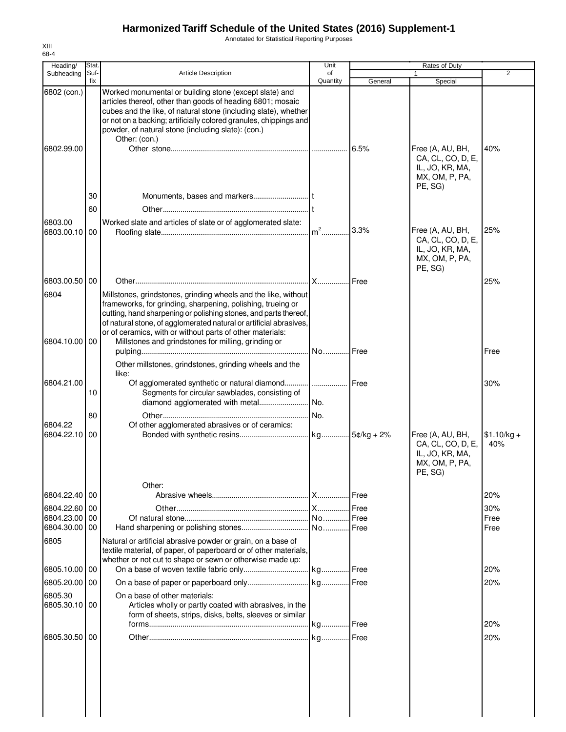# Harmonized Tariff Schedule of the United States (2016) Supplement-1

Annotated for Statistical Reporting Purposes

XIII
68-4

| Heading/ Subheading | Stat. Suf- fix | Article Description | Unit of Quantity | Rates of Duty 1 General | Special | 2 |
|---|---|---|---|---|---|---|
| 6802 (con.) | | Worked monumental or building stone (except slate) and articles thereof, other than goods of heading 6801; mosaic cubes and the like, of natural stone (including slate), whether or not on a backing; artificially colored granules, chippings and powder, of natural stone (including slate): (con.) | | | | |
| | | Other: (con.) | | | | |
| 6802.99.00 | | Other stone | | 6.5% | Free (A, AU, BH, CA, CL, CO, D, E, IL, JO, KR, MA, MX, OM, P, PA, PE, SG) | 40% |
| | 30 | Monuments, bases and markers | t | | | |
| | 60 | Other | t | | | |
| 6803.00 | | Worked slate and articles of slate or of agglomerated slate: | | | | |
| 6803.00.10 | 00 | Roofing slate | $m^2$ | 3.3% | Free (A, AU, BH, CA, CL, CO, D, E, IL, JO, KR, MA, MX, OM, P, PA, PE, SG) | 25% |
| 6803.00.50 | 00 | Other | X | Free | | 25% |
| 6804 | | Millstones, grindstones, grinding wheels and the like, without frameworks, for grinding, sharpening, polishing, trueing or cutting, hand sharpening or polishing stones, and parts thereof, of natural stone, of agglomerated natural or artificial abrasives, or of ceramics, with or without parts of other materials: | | | | |
| 6804.10.00 | 00 | Millstones and grindstones for milling, grinding or pulping | No. | Free | | Free |
| | | Other millstones, grindstones, grinding wheels and the like: | | | | |
| 6804.21.00 | | Of agglomerated synthetic or natural diamond | | Free | | 30% |
| | 10 | Segments for circular sawblades, consisting of diamond agglomerated with metal | No. | | | |
| | 80 | Other | No. | | | |
| 6804.22 | | Of other agglomerated abrasives or of ceramics: | | | | |
| 6804.22.10 | 00 | Bonded with synthetic resins | kg | 5¢/kg + 2% | Free (A, AU, BH, CA, CL, CO, D, E, IL, JO, KR, MA, MX, OM, P, PA, PE, SG) | $1.10/kg + 40% |
| | | Other: | | | | |
| 6804.22.40 | 00 | Abrasive wheels | X | Free | | 20% |
| 6804.22.60 | 00 | Other | X | Free | | 30% |
| 6804.23.00 | 00 | Of natural stone | No. | Free | | Free |
| 6804.30.00 | 00 | Hand sharpening or polishing stones | No. | Free | | Free |
| 6805 | | Natural or artificial abrasive powder or grain, on a base of textile material, of paper, of paperboard or of other materials, whether or not cut to shape or sewn or otherwise made up: | | | | |
| 6805.10.00 | 00 | On a base of woven textile fabric only | kg | Free | | 20% |
| 6805.20.00 | 00 | On a base of paper or paperboard only | kg | Free | | 20% |
| 6805.30 | | On a base of other materials: | | | | |
| 6805.30.10 | 00 | Articles wholly or partly coated with abrasives, in the form of sheets, strips, disks, belts, sleeves or similar forms | kg | Free | | 20% |
| 6805.30.50 | 00 | Other | kg | Free | | 20% |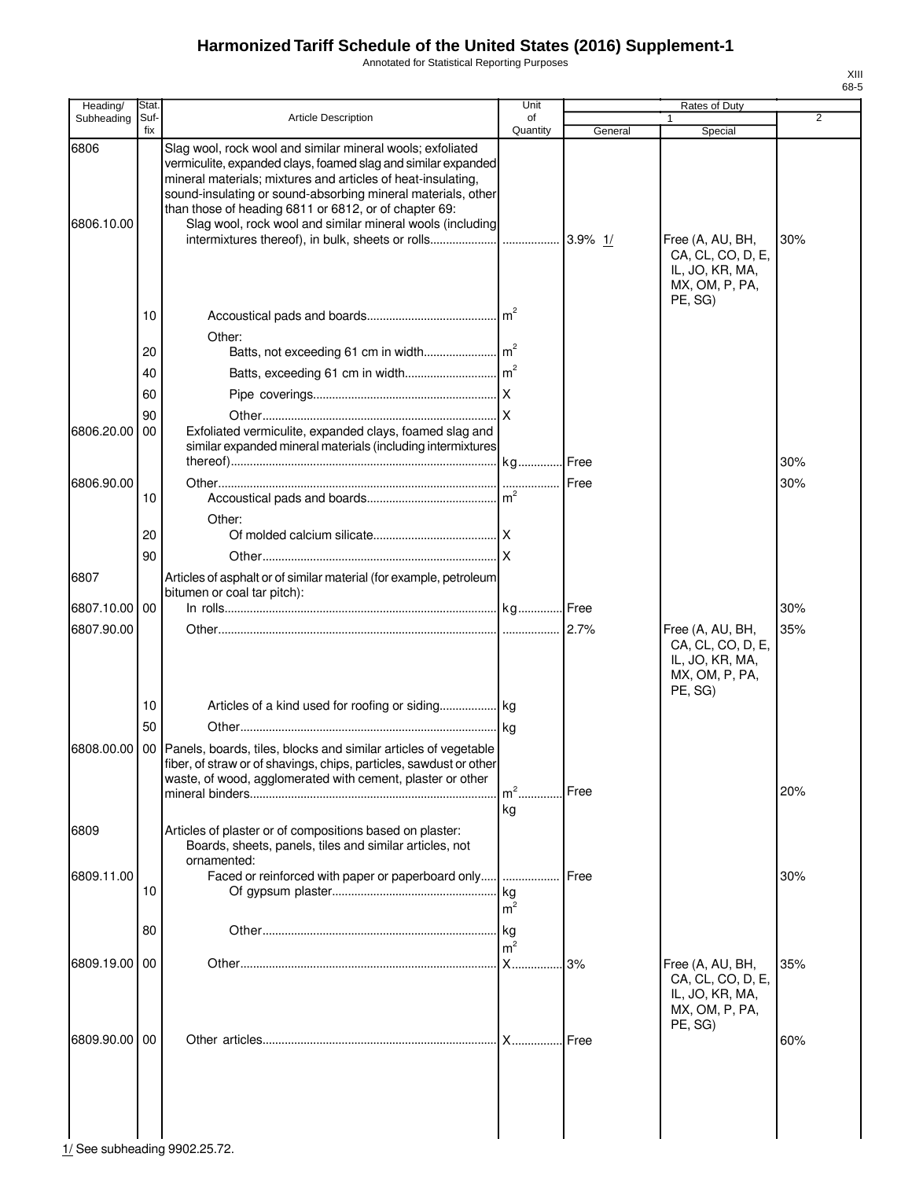# Harmonized Tariff Schedule of the United States (2016) Supplement-1

Annotated for Statistical Reporting Purposes

XIII
68-5

| Heading/ Subheading | Stat. Suf- fix | Article Description | Unit of Quantity | Rates of Duty | | |
|---|---|---|---|---|---|---|
| | | | | 1 | | 2 |
| | | | | General | Special | |
| 6806 | | Slag wool, rock wool and similar mineral wools; exfoliated vermiculite, expanded clays, foamed slag and similar expanded mineral materials; mixtures and articles of heat-insulating, sound-insulating or sound-absorbing mineral materials, other than those of heading 6811 or 6812, or of chapter 69: | | | | |
| 6806.10.00 | | Slag wool, rock wool and similar mineral wools (including intermixtures thereof), in bulk, sheets or rolls | | 3.9% 1/ | Free (A, AU, BH, CA, CL, CO, D, E, IL, JO, KR, MA, MX, OM, P, PA, PE, SG) | 30% |
| | 10 | Accoustical pads and boards | $m^2$ | | | |
| | | Other: | | | | |
| | 20 | Batts, not exceeding 61 cm in width | $m^2$ | | | |
| | 40 | Batts, exceeding 61 cm in width | $m^2$ | | | |
| | 60 | Pipe coverings | X | | | |
| | 90 | Other | X | | | |
| 6806.20.00 | 00 | Exfoliated vermiculite, expanded clays, foamed slag and similar expanded mineral materials (including intermixtures thereof) | kg | Free | | 30% |
| 6806.90.00 | | Other | | Free | | 30% |
| | 10 | Accoustical pads and boards | $m^2$ | | | |
| | | Other: | | | | |
| | 20 | Of molded calcium silicate | X | | | |
| | 90 | Other | X | | | |
| 6807 | | Articles of asphalt or of similar material (for example, petroleum bitumen or coal tar pitch): | | | | |
| 6807.10.00 | 00 | In rolls | kg | Free | | 30% |
| 6807.90.00 | | Other | | 2.7% | Free (A, AU, BH, CA, CL, CO, D, E, IL, JO, KR, MA, MX, OM, P, PA, PE, SG) | 35% |
| | 10 | Articles of a kind used for roofing or siding | kg | | | |
| | 50 | Other | kg | | | |
| 6808.00.00 | 00 | Panels, boards, tiles, blocks and similar articles of vegetable fiber, of straw or of shavings, chips, particles, sawdust or other waste, of wood, agglomerated with cement, plaster or other mineral binders | $m^2$ kg | Free | | 20% |
| 6809 | | Articles of plaster or of compositions based on plaster: | | | | |
| | | Boards, sheets, panels, tiles and similar articles, not ornamented: | | | | |
| 6809.11.00 | | Faced or reinforced with paper or paperboard only | | Free | | 30% |
| | 10 | Of gypsum plaster | kg $m^2$ | | | |
| | 80 | Other | kg $m^2$ | | | |
| 6809.19.00 | 00 | Other | X | 3% | Free (A, AU, BH, CA, CL, CO, D, E, IL, JO, KR, MA, MX, OM, P, PA, PE, SG) | 35% |
| 6809.90.00 | 00 | Other articles | X | Free | | 60% |

1/ See subheading 9902.25.72.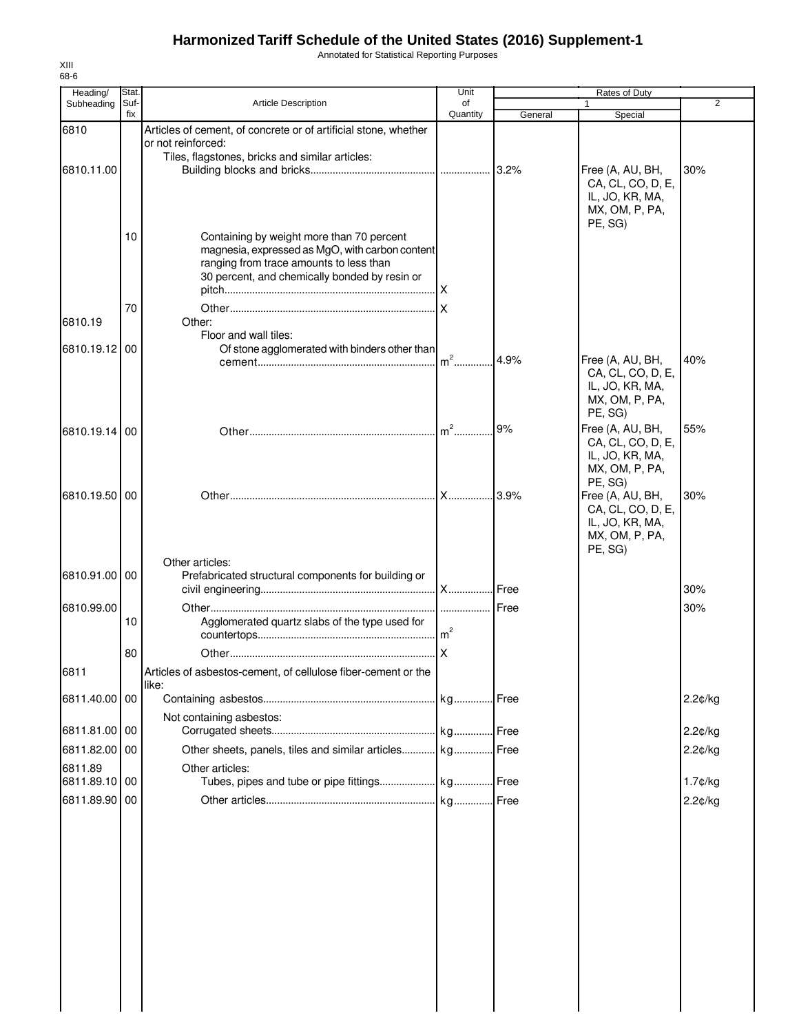# Harmonized Tariff Schedule of the United States (2016) Supplement-1

Annotated for Statistical Reporting Purposes

XIII
68-6

| Heading/ Subheading | Stat. Suffix | Article Description | Unit of Quantity | Rates of Duty 1 General | Rates of Duty 1 Special | Rates of Duty 2 |
|---|---|---|---|---|---|---|
| 6810 | | Articles of cement, of concrete or of artificial stone, whether or not reinforced: | | | | |
| | | Tiles, flagstones, bricks and similar articles: | | | | |
| 6810.11.00 | | Building blocks and bricks | | 3.2% | Free (A, AU, BH, CA, CL, CO, D, E, IL, JO, KR, MA, MX, OM, P, PA, PE, SG) | 30% |
| | 10 | Containing by weight more than 70 percent magnesia, expressed as MgO, with carbon content ranging from trace amounts to less than 30 percent, and chemically bonded by resin or pitch | X | | | |
| | 70 | Other | X | | | |
| 6810.19 | | Other: | | | | |
| | | Floor and wall tiles: | | | | |
| 6810.19.12 | 00 | Of stone agglomerated with binders other than cement | $m^2$ | 4.9% | Free (A, AU, BH, CA, CL, CO, D, E, IL, JO, KR, MA, MX, OM, P, PA, PE, SG) | 40% |
| 6810.19.14 | 00 | Other | $m^2$ | 9% | Free (A, AU, BH, CA, CL, CO, D, E, IL, JO, KR, MA, MX, OM, P, PA, PE, SG) | 55% |
| 6810.19.50 | 00 | Other | X | 3.9% | Free (A, AU, BH, CA, CL, CO, D, E, IL, JO, KR, MA, MX, OM, P, PA, PE, SG) | 30% |
| | | Other articles: | | | | |
| 6810.91.00 | 00 | Prefabricated structural components for building or civil engineering | X | Free | | 30% |
| 6810.99.00 | | Other | | Free | | 30% |
| | 10 | Agglomerated quartz slabs of the type used for countertops | $m^2$ | | | |
| | 80 | Other | X | | | |
| 6811 | | Articles of asbestos-cement, of cellulose fiber-cement or the like: | | | | |
| 6811.40.00 | 00 | Containing asbestos | kg | Free | | 2.2¢/kg |
| | | Not containing asbestos: | | | | |
| 6811.81.00 | 00 | Corrugated sheets | kg | Free | | 2.2¢/kg |
| 6811.82.00 | 00 | Other sheets, panels, tiles and similar articles | kg | Free | | 2.2¢/kg |
| 6811.89 | | Other articles: | | | | |
| 6811.89.10 | 00 | Tubes, pipes and tube or pipe fittings | kg | Free | | 1.7¢/kg |
| 6811.89.90 | 00 | Other articles | kg | Free | | 2.2¢/kg |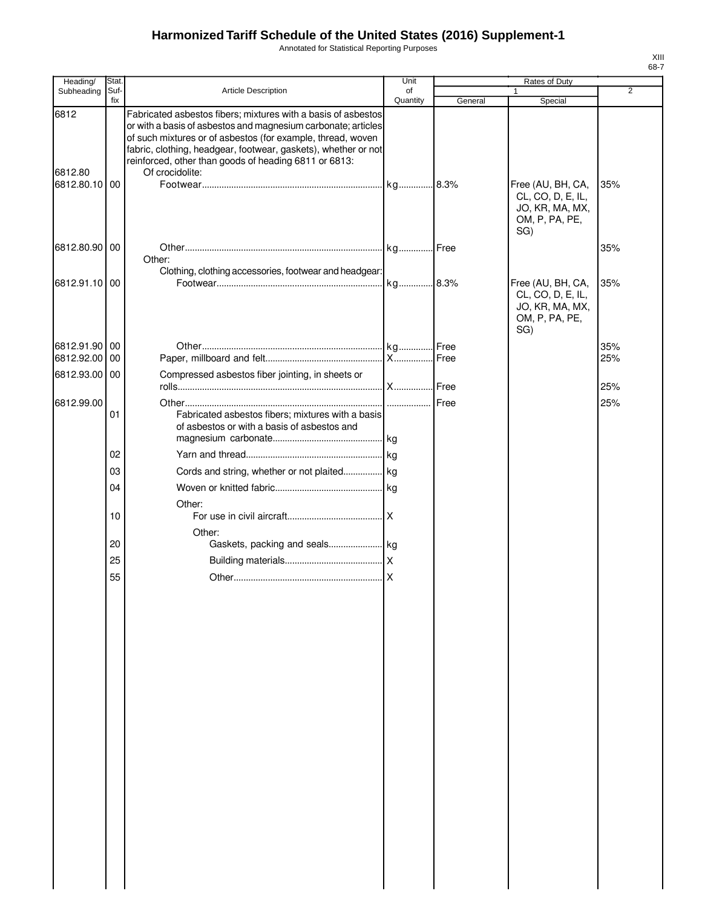# Harmonized Tariff Schedule of the United States (2016) Supplement-1

Annotated for Statistical Reporting Purposes

XIII
68-7

| Heading/ Subheading | Stat. Suf-fix | Article Description | Unit of Quantity | Rates of Duty 1 General | Rates of Duty 1 Special | Rates of Duty 2 |
|---|---|---|---|---|---|---|
| 6812 | | Fabricated asbestos fibers; mixtures with a basis of asbestos or with a basis of asbestos and magnesium carbonate; articles of such mixtures or of asbestos (for example, thread, woven fabric, clothing, headgear, footwear, gaskets), whether or not reinforced, other than goods of heading 6811 or 6813: | | | | |
| 6812.80 | | Of crocidolite: | | | | |
| 6812.80.10 | 00 | Footwear | kg | 8.3% | Free (AU, BH, CA, CL, CO, D, E, IL, JO, KR, MA, MX, OM, P, PA, PE, SG) | 35% |
| 6812.80.90 | 00 | Other | kg | Free | | 35% |
| | | Other: | | | | |
| | | Clothing, clothing accessories, footwear and headgear: | | | | |
| 6812.91.10 | 00 | Footwear | kg | 8.3% | Free (AU, BH, CA, CL, CO, D, E, IL, JO, KR, MA, MX, OM, P, PA, PE, SG) | 35% |
| 6812.91.90 | 00 | Other | kg | Free | | 35% |
| 6812.92.00 | 00 | Paper, millboard and felt | X | Free | | 25% |
| 6812.93.00 | 00 | Compressed asbestos fiber jointing, in sheets or rolls | X | Free | | 25% |
| 6812.99.00 | | Other | | Free | | 25% |
| | 01 | Fabricated asbestos fibers; mixtures with a basis of asbestos or with a basis of asbestos and magnesium carbonate | kg | | | |
| | 02 | Yarn and thread | kg | | | |
| | 03 | Cords and string, whether or not plaited | kg | | | |
| | 04 | Woven or knitted fabric | kg | | | |
| | | Other: | | | | |
| | 10 | For use in civil aircraft | X | | | |
| | | Other: | | | | |
| | 20 | Gaskets, packing and seals | kg | | | |
| | 25 | Building materials | X | | | |
| | 55 | Other | X | | | |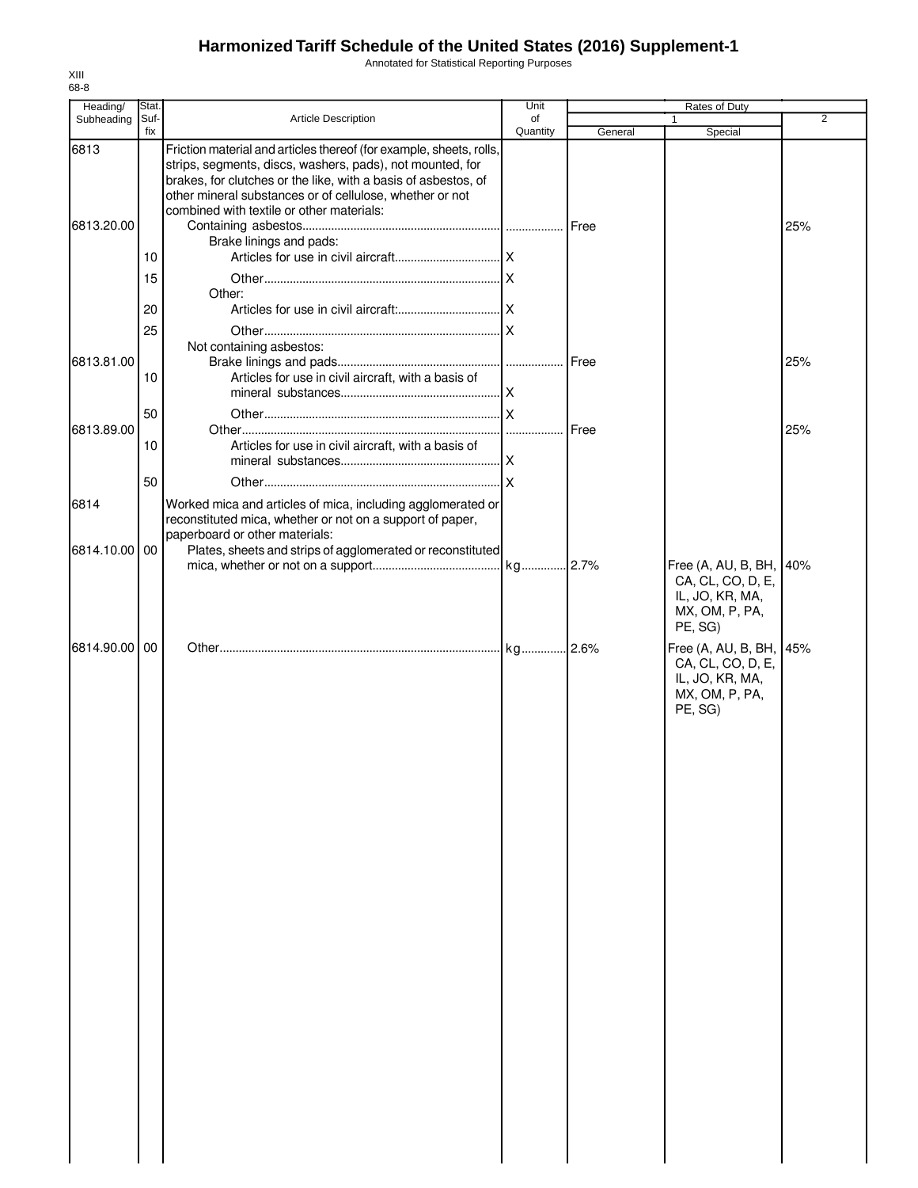# Harmonized Tariff Schedule of the United States (2016) Supplement-1

Annotated for Statistical Reporting Purposes

XIII
68-8

| Heading/ Subheading | Stat. Suf- fix | Article Description | Unit of Quantity | Rates of Duty 1 General | 1 Special | 2 |
|---|---|---|---|---|---|---|
| 6813 | | Friction material and articles thereof (for example, sheets, rolls, strips, segments, discs, washers, pads), not mounted, for brakes, for clutches or the like, with a basis of asbestos, of other mineral substances or of cellulose, whether or not combined with textile or other materials: | | | | |
| 6813.20.00 | | Containing asbestos | | Free | | 25% |
| | | Brake linings and pads: | | | | |
| | 10 | Articles for use in civil aircraft | X | | | |
| | 15 | Other | X | | | |
| | | Other: | | | | |
| | 20 | Articles for use in civil aircraft: | X | | | |
| | 25 | Other | X | | | |
| | | Not containing asbestos: | | | | |
| 6813.81.00 | | Brake linings and pads | | Free | | 25% |
| | 10 | Articles for use in civil aircraft, with a basis of mineral substances | X | | | |
| | 50 | Other | X | | | |
| 6813.89.00 | | Other | | Free | | 25% |
| | 10 | Articles for use in civil aircraft, with a basis of mineral substances | X | | | |
| | 50 | Other | X | | | |
| 6814 | | Worked mica and articles of mica, including agglomerated or reconstituted mica, whether or not on a support of paper, paperboard or other materials: | | | | |
| 6814.10.00 | 00 | Plates, sheets and strips of agglomerated or reconstituted mica, whether or not on a support | kg | 2.7% | Free (A, AU, B, BH, CA, CL, CO, D, E, IL, JO, KR, MA, MX, OM, P, PA, PE, SG) | 40% |
| 6814.90.00 | 00 | Other | kg | 2.6% | Free (A, AU, B, BH, CA, CL, CO, D, E, IL, JO, KR, MA, MX, OM, P, PA, PE, SG) | 45% |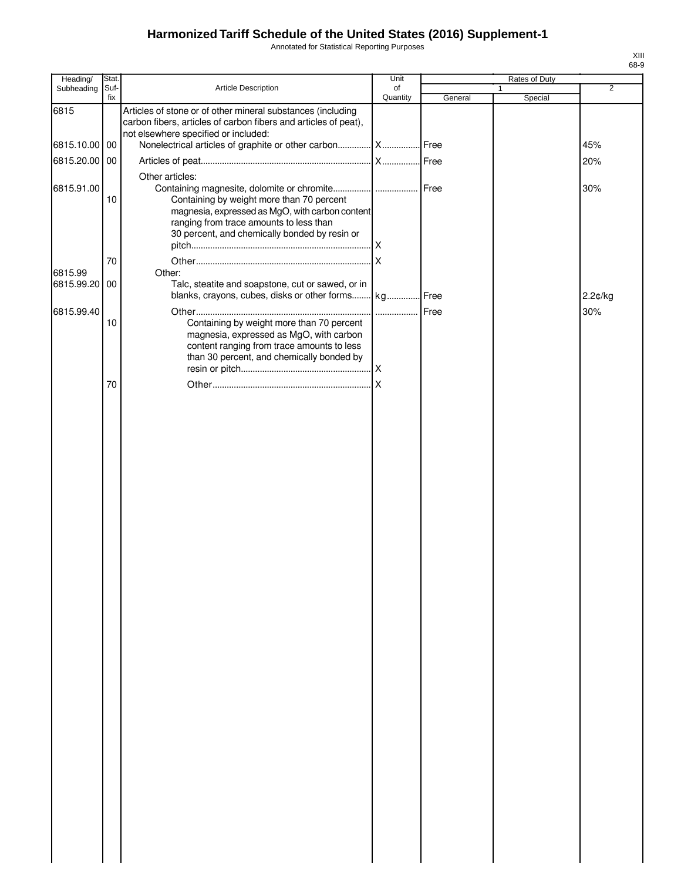# Harmonized Tariff Schedule of the United States (2016) Supplement-1

Annotated for Statistical Reporting Purposes

XIII
68-9

| Heading/ Subheading | Stat. Suf-fix | Article Description | Unit of Quantity | Rates of Duty 1 General | Special | 2 |
|---|---|---|---|---|---|---|
| 6815 | | Articles of stone or of other mineral substances (including carbon fibers, articles of carbon fibers and articles of peat), not elsewhere specified or included: | | | | |
| 6815.10.00 | 00 | Nonelectrical articles of graphite or other carbon | X | Free | | 45% |
| 6815.20.00 | 00 | Articles of peat | X | Free | | 20% |
| | | Other articles: | | | | |
| 6815.91.00 | | Containing magnesite, dolomite or chromite | | Free | | 30% |
| | 10 | Containing by weight more than 70 percent magnesia, expressed as MgO, with carbon content ranging from trace amounts to less than 30 percent, and chemically bonded by resin or pitch | X | | | |
| | 70 | Other | X | | | |
| 6815.99 | | Other: | | | | |
| 6815.99.20 | 00 | Talc, steatite and soapstone, cut or sawed, or in blanks, crayons, cubes, disks or other forms | kg | Free | | 2.2¢/kg |
| 6815.99.40 | | Other | | Free | | 30% |
| | 10 | Containing by weight more than 70 percent magnesia, expressed as MgO, with carbon content ranging from trace amounts to less than 30 percent, and chemically bonded by resin or pitch | X | | | |
| | 70 | Other | X | | | |